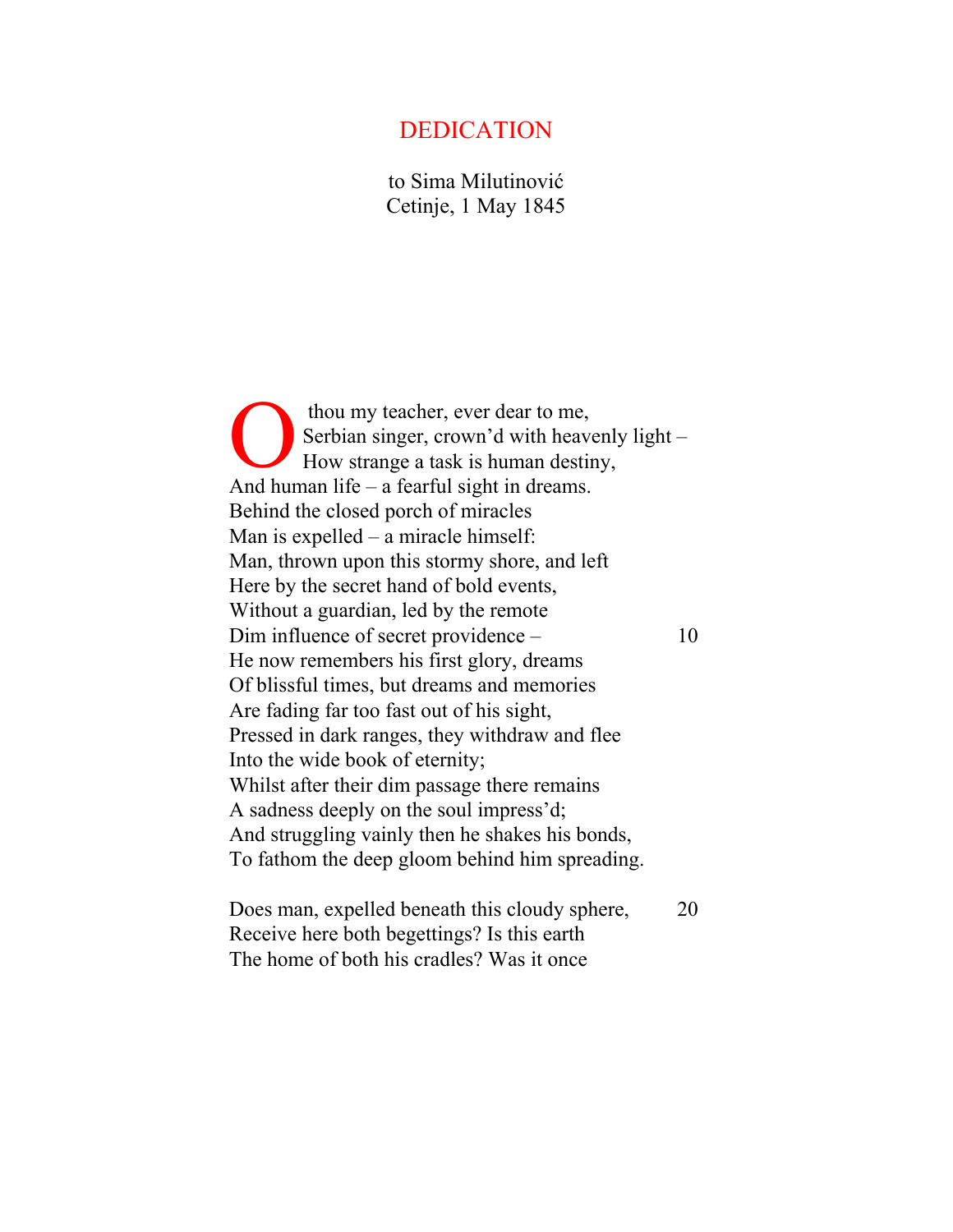# DEDICATION

to Sima Milutinović
Cetinje, 1 May 1845

O thou my teacher, ever dear to me,
Serbian singer, crown'd with heavenly light –
How strange a task is human destiny,
And human life – a fearful sight in dreams.
Behind the closed porch of miracles
Man is expelled – a miracle himself:
Man, thrown upon this stormy shore, and left
Here by the secret hand of bold events,
Without a guardian, led by the remote
Dim influence of secret providence – 10
He now remembers his first glory, dreams
Of blissful times, but dreams and memories
Are fading far too fast out of his sight,
Pressed in dark ranges, they withdraw and flee
Into the wide book of eternity;
Whilst after their dim passage there remains
A sadness deeply on the soul impress'd;
And struggling vainly then he shakes his bonds,
To fathom the deep gloom behind him spreading.

Does man, expelled beneath this cloudy sphere, 20
Receive here both begettings? Is this earth
The home of both his cradles? Was it once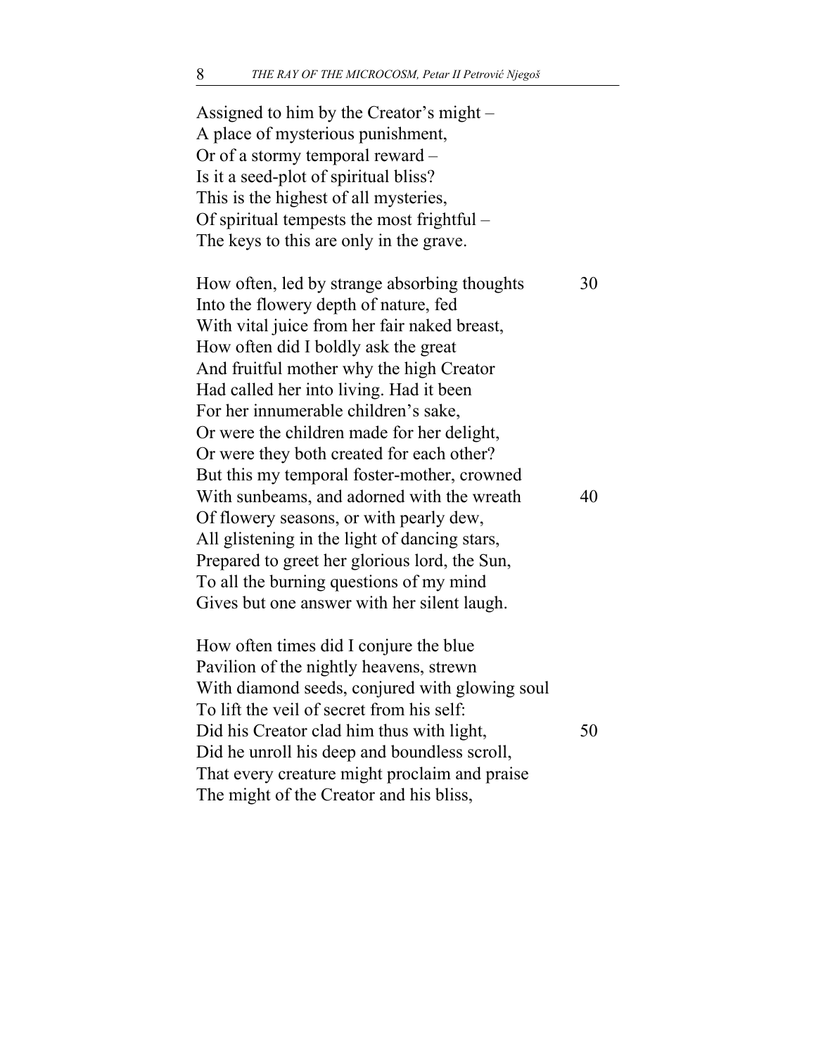Assigned to him by the Creator's might –  
A place of mysterious punishment,  
Or of a stormy temporal reward –  
Is it a seed-plot of spiritual bliss?  
This is the highest of all mysteries,  
Of spiritual tempests the most frightful –  
The keys to this are only in the grave.

How often, led by strange absorbing thoughts 30  
Into the flowery depth of nature, fed  
With vital juice from her fair naked breast,  
How often did I boldly ask the great  
And fruitful mother why the high Creator  
Had called her into living. Had it been  
For her innumerable children's sake,  
Or were the children made for her delight,  
Or were they both created for each other?  
But this my temporal foster-mother, crowned  
With sunbeams, and adorned with the wreath 40  
Of flowery seasons, or with pearly dew,  
All glistening in the light of dancing stars,  
Prepared to greet her glorious lord, the Sun,  
To all the burning questions of my mind  
Gives but one answer with her silent laugh.

How often times did I conjure the blue  
Pavilion of the nightly heavens, strewn  
With diamond seeds, conjured with glowing soul  
To lift the veil of secret from his self:  
Did his Creator clad him thus with light, 50  
Did he unroll his deep and boundless scroll,  
That every creature might proclaim and praise  
The might of the Creator and his bliss,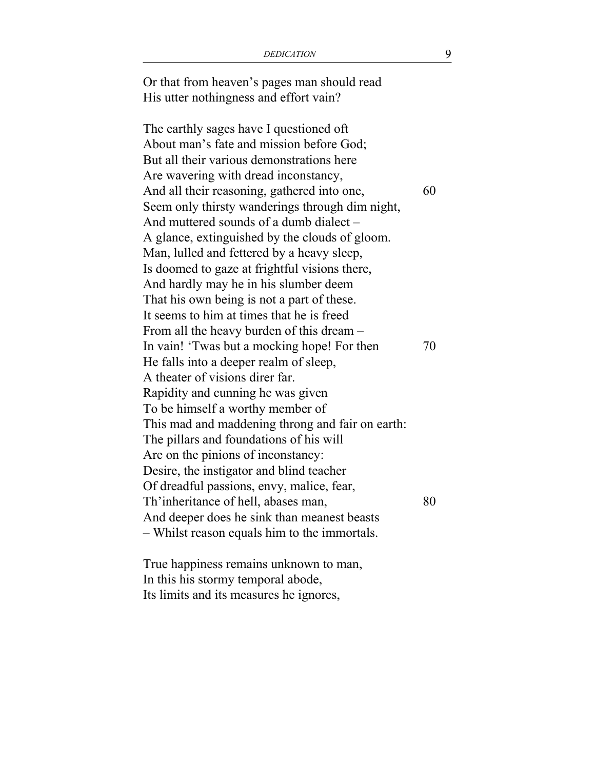Or that from heaven's pages man should read  
His utter nothingness and effort vain?

The earthly sages have I questioned oft  
About man's fate and mission before God;  
But all their various demonstrations here  
Are wavering with dread inconstancy,  
And all their reasoning, gathered into one, 60  
Seem only thirsty wanderings through dim night,  
And muttered sounds of a dumb dialect –  
A glance, extinguished by the clouds of gloom.  
Man, lulled and fettered by a heavy sleep,  
Is doomed to gaze at frightful visions there,  
And hardly may he in his slumber deem  
That his own being is not a part of these.  
It seems to him at times that he is freed  
From all the heavy burden of this dream –  
In vain! 'Twas but a mocking hope! For then 70  
He falls into a deeper realm of sleep,  
A theater of visions direr far.  
Rapidity and cunning he was given  
To be himself a worthy member of  
This mad and maddening throng and fair on earth:  
The pillars and foundations of his will  
Are on the pinions of inconstancy:  
Desire, the instigator and blind teacher  
Of dreadful passions, envy, malice, fear,  
Th'inheritance of hell, abases man, 80  
And deeper does he sink than meanest beasts  
– Whilst reason equals him to the immortals.

True happiness remains unknown to man,  
In this his stormy temporal abode,  
Its limits and its measures he ignores,